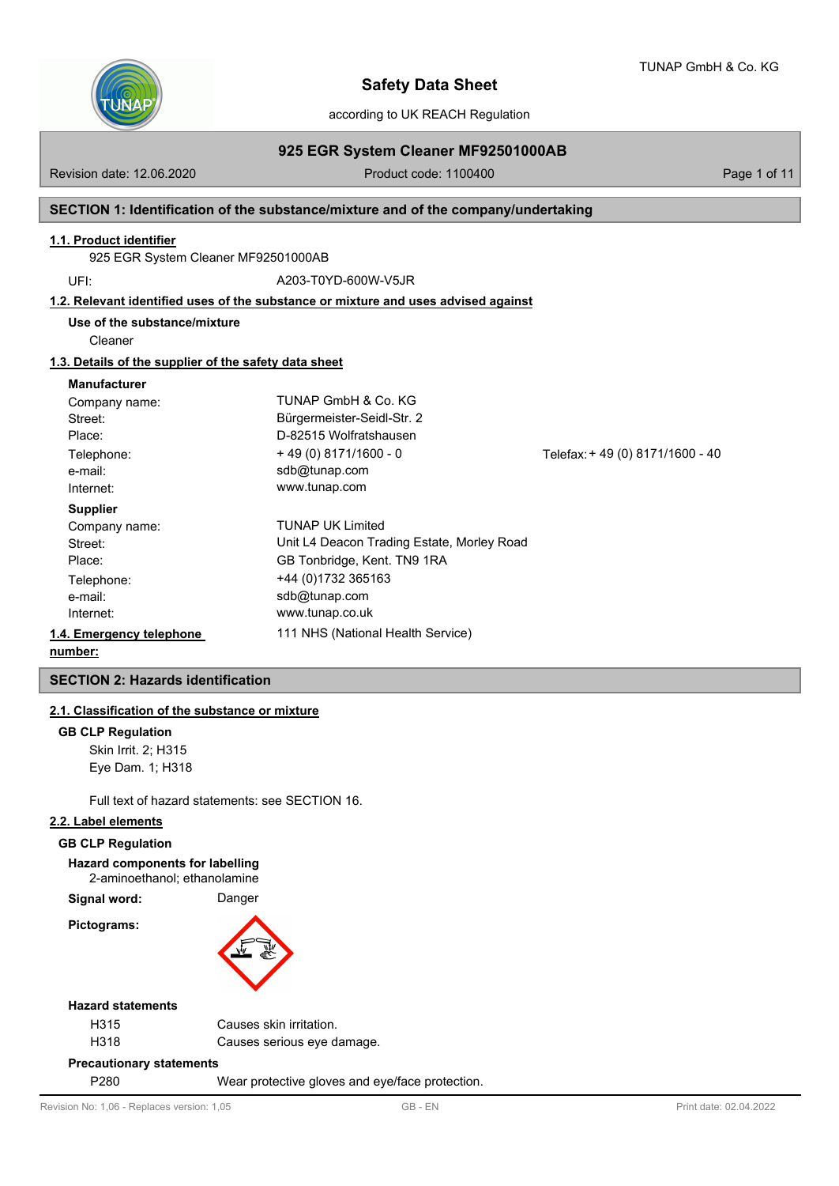# Safety Data Sheet

according to UK REACH Regulation

## 925 EGR System Cleaner MF92501000AB

Revision date: 12.06.2020 | Product code: 1100400

## SECTION 1: Identification of the substance/mixture and of the company/undertaking

### 1.1. Product identifier

925 EGR System Cleaner MF92501000AB

UFI: A203-T0YD-600W-V5JR

### 1.2. Relevant identified uses of the substance or mixture and uses advised against

**Use of the substance/mixture**

Cleaner

### 1.3. Details of the supplier of the safety data sheet

**Manufacturer**

| | | |
|---|---|---|
| Company name: | TUNAP GmbH & Co. KG | |
| Street: | Bürgermeister-Seidl-Str. 2 | |
| Place: | D-82515 Wolfratshausen | |
| Telephone: | + 49 (0) 8171/1600 - 0 | Telefax: + 49 (0) 8171/1600 - 40 |
| e-mail: | sdb@tunap.com | |
| Internet: | www.tunap.com | |

**Supplier**

| | |
|---|---|
| Company name: | TUNAP UK Limited |
| Street: | Unit L4 Deacon Trading Estate, Morley Road |
| Place: | GB Tonbridge, Kent. TN9 1RA |
| Telephone: | +44 (0)1732 365163 |
| e-mail: | sdb@tunap.com |
| Internet: | www.tunap.co.uk |

### 1.4. Emergency telephone number:

111 NHS (National Health Service)

## SECTION 2: Hazards identification

### 2.1. Classification of the substance or mixture

**GB CLP Regulation**

Skin Irrit. 2; H315
Eye Dam. 1; H318

Full text of hazard statements: see SECTION 16.

### 2.2. Label elements

**GB CLP Regulation**

**Hazard components for labelling**

2-aminoethanol; ethanolamine

**Signal word:** Danger

**Pictograms:**

**Hazard statements**

| | |
|---|---|
| H315 | Causes skin irritation. |
| H318 | Causes serious eye damage. |

**Precautionary statements**

| | |
|---|---|
| P280 | Wear protective gloves and eye/face protection. |

Revision No: 1,06 - Replaces version: 1,05 | GB - EN | Print date: 02.04.2022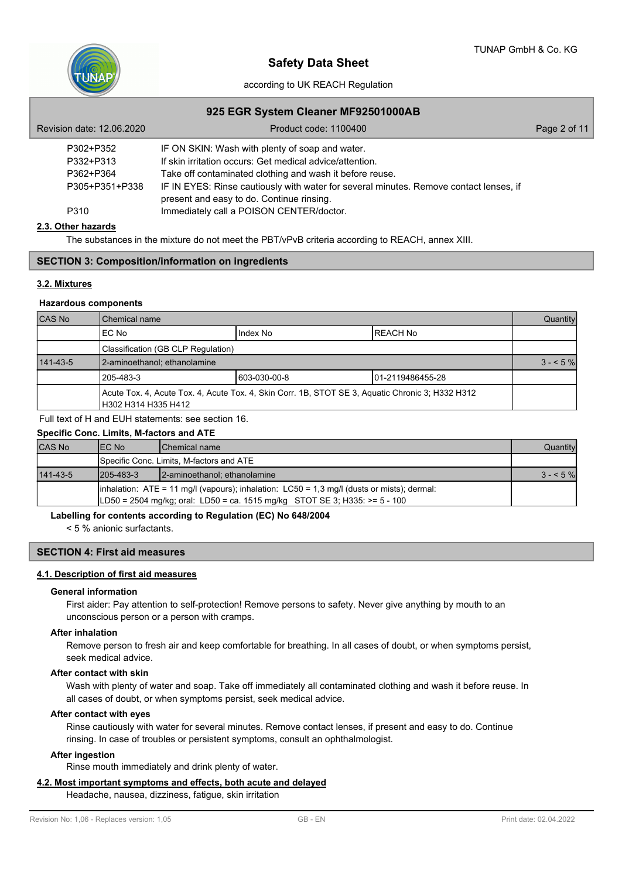| | |
|---|---|
| P302+P352 | IF ON SKIN: Wash with plenty of soap and water. |
| P332+P313 | If skin irritation occurs: Get medical advice/attention. |
| P362+P364 | Take off contaminated clothing and wash it before reuse. |
| P305+P351+P338 | IF IN EYES: Rinse cautiously with water for several minutes. Remove contact lenses, if present and easy to do. Continue rinsing. |
| P310 | Immediately call a POISON CENTER/doctor. |

### 2.3. Other hazards

The substances in the mixture do not meet the PBT/vPvB criteria according to REACH, annex XIII.

## SECTION 3: Composition/information on ingredients

### 3.2. Mixtures

**Hazardous components**

| CAS No | Chemical name | | | Quantity |
|---|---|---|---|---|
| | EC No | Index No | REACH No | |
| | Classification (GB CLP Regulation) | | | |
| 141-43-5 | 2-aminoethanol; ethanolamine | | | 3 - < 5 % |
| | 205-483-3 | 603-030-00-8 | 01-2119486455-28 | |
| | Acute Tox. 4, Acute Tox. 4, Acute Tox. 4, Skin Corr. 1B, STOT SE 3, Aquatic Chronic 3; H332 H312 H302 H314 H335 H412 | | | |

Full text of H and EUH statements: see section 16.

**Specific Conc. Limits, M-factors and ATE**

| CAS No | EC No | Chemical name | Quantity |
|---|---|---|---|
| | Specific Conc. Limits, M-factors and ATE | | |
| 141-43-5 | 205-483-3 | 2-aminoethanol; ethanolamine | 3 - < 5 % |
| | inhalation: ATE = 11 mg/l (vapours); inhalation: LC50 = 1,3 mg/l (dusts or mists); dermal: LD50 = 2504 mg/kg; oral: LD50 = ca. 1515 mg/kg STOT SE 3; H335: >= 5 - 100 | | |

**Labelling for contents according to Regulation (EC) No 648/2004**

< 5 % anionic surfactants.

## SECTION 4: First aid measures

### 4.1. Description of first aid measures

**General information**

First aider: Pay attention to self-protection! Remove persons to safety. Never give anything by mouth to an unconscious person or a person with cramps.

**After inhalation**

Remove person to fresh air and keep comfortable for breathing. In all cases of doubt, or when symptoms persist, seek medical advice.

**After contact with skin**

Wash with plenty of water and soap. Take off immediately all contaminated clothing and wash it before reuse. In all cases of doubt, or when symptoms persist, seek medical advice.

**After contact with eyes**

Rinse cautiously with water for several minutes. Remove contact lenses, if present and easy to do. Continue rinsing. In case of troubles or persistent symptoms, consult an ophthalmologist.

**After ingestion**

Rinse mouth immediately and drink plenty of water.

### 4.2. Most important symptoms and effects, both acute and delayed

Headache, nausea, dizziness, fatigue, skin irritation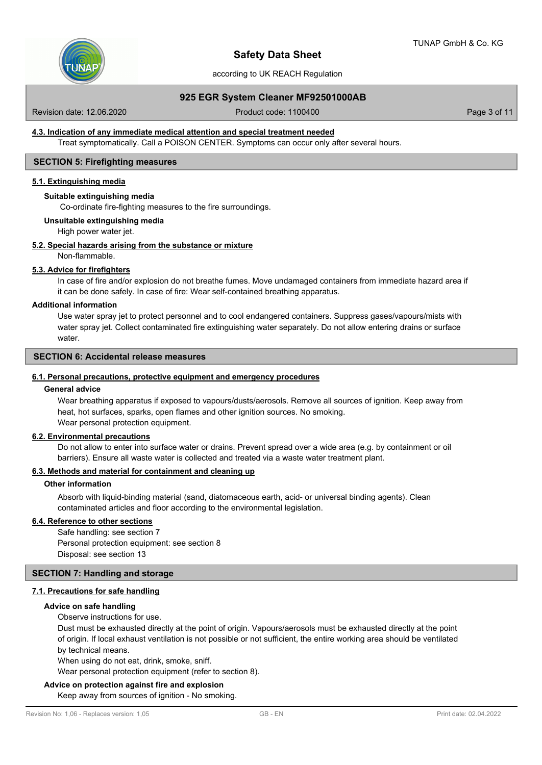#### 4.3. Indication of any immediate medical attention and special treatment needed

Treat symptomatically. Call a POISON CENTER. Symptoms can occur only after several hours.

## SECTION 5: Firefighting measures

### 5.1. Extinguishing media

**Suitable extinguishing media**

Co-ordinate fire-fighting measures to the fire surroundings.

**Unsuitable extinguishing media**

High power water jet.

### 5.2. Special hazards arising from the substance or mixture

Non-flammable.

### 5.3. Advice for firefighters

In case of fire and/or explosion do not breathe fumes. Move undamaged containers from immediate hazard area if it can be done safely. In case of fire: Wear self-contained breathing apparatus.

**Additional information**

Use water spray jet to protect personnel and to cool endangered containers. Suppress gases/vapours/mists with water spray jet. Collect contaminated fire extinguishing water separately. Do not allow entering drains or surface water.

## SECTION 6: Accidental release measures

### 6.1. Personal precautions, protective equipment and emergency procedures

**General advice**

Wear breathing apparatus if exposed to vapours/dusts/aerosols. Remove all sources of ignition. Keep away from heat, hot surfaces, sparks, open flames and other ignition sources. No smoking.
Wear personal protection equipment.

### 6.2. Environmental precautions

Do not allow to enter into surface water or drains. Prevent spread over a wide area (e.g. by containment or oil barriers). Ensure all waste water is collected and treated via a waste water treatment plant.

### 6.3. Methods and material for containment and cleaning up

**Other information**

Absorb with liquid-binding material (sand, diatomaceous earth, acid- or universal binding agents). Clean contaminated articles and floor according to the environmental legislation.

### 6.4. Reference to other sections

Safe handling: see section 7
Personal protection equipment: see section 8
Disposal: see section 13

## SECTION 7: Handling and storage

### 7.1. Precautions for safe handling

**Advice on safe handling**

Observe instructions for use.
Dust must be exhausted directly at the point of origin. Vapours/aerosols must be exhausted directly at the point of origin. If local exhaust ventilation is not possible or not sufficient, the entire working area should be ventilated by technical means.
When using do not eat, drink, smoke, sniff.
Wear personal protection equipment (refer to section 8).

**Advice on protection against fire and explosion**

Keep away from sources of ignition - No smoking.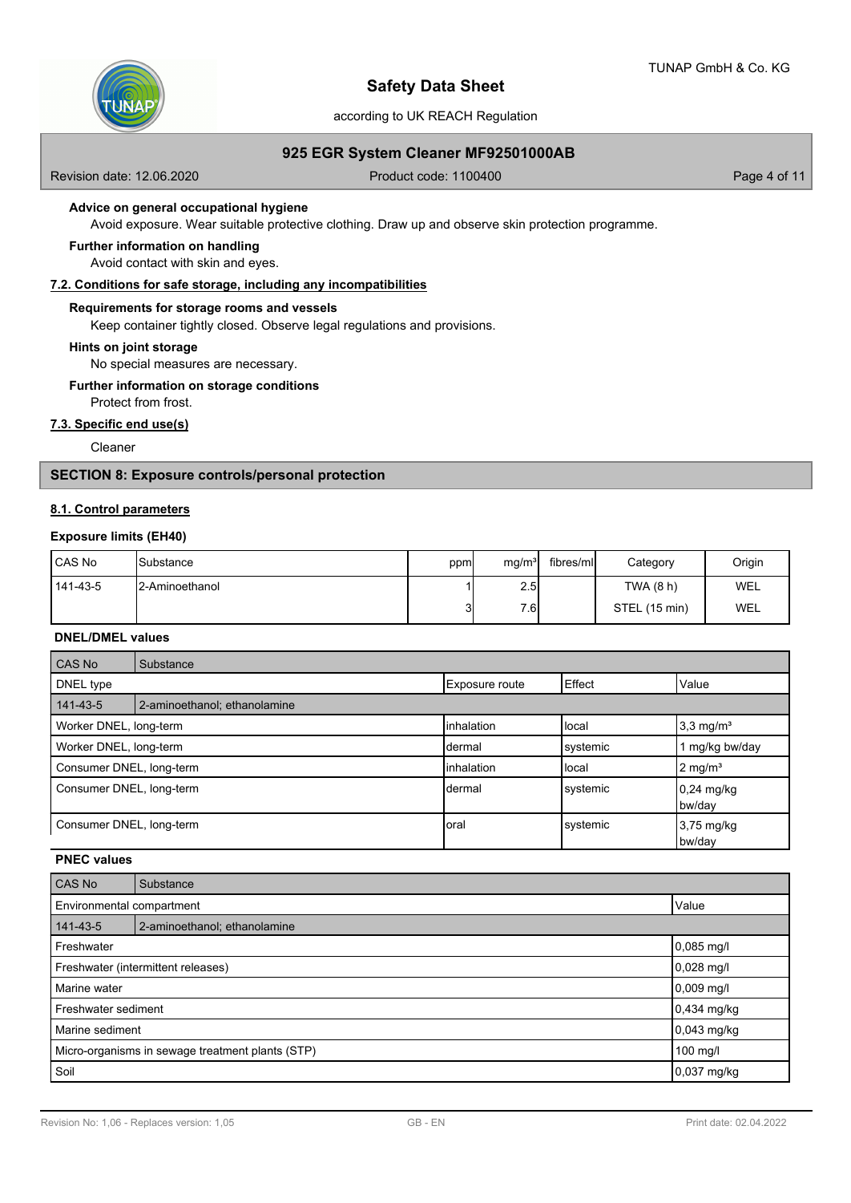**Advice on general occupational hygiene**

Avoid exposure. Wear suitable protective clothing. Draw up and observe skin protection programme.

**Further information on handling**

Avoid contact with skin and eyes.

## 7.2. Conditions for safe storage, including any incompatibilities

**Requirements for storage rooms and vessels**

Keep container tightly closed. Observe legal regulations and provisions.

**Hints on joint storage**

No special measures are necessary.

**Further information on storage conditions**

Protect from frost.

## 7.3. Specific end use(s)

Cleaner

# SECTION 8: Exposure controls/personal protection

## 8.1. Control parameters

### Exposure limits (EH40)

| CAS No | Substance | ppm | mg/m³ | fibres/ml | Category | Origin |
|---|---|---|---|---|---|---|
| 141-43-5 | 2-Aminoethanol | 1 | 2.5 | | TWA (8 h) | WEL |
| | | 3 | 7.6 | | STEL (15 min) | WEL |

### DNEL/DMEL values

| CAS No / DNEL type | Substance | Exposure route | Effect | Value |
|---|---|---|---|---|
| 141-43-5 | 2-aminoethanol; ethanolamine | | | |
| Worker DNEL, long-term | | inhalation | local | 3,3 mg/m³ |
| Worker DNEL, long-term | | dermal | systemic | 1 mg/kg bw/day |
| Consumer DNEL, long-term | | inhalation | local | 2 mg/m³ |
| Consumer DNEL, long-term | | dermal | systemic | 0,24 mg/kg bw/day |
| Consumer DNEL, long-term | | oral | systemic | 3,75 mg/kg bw/day |

### PNEC values

| CAS No / Environmental compartment | Substance | Value |
|---|---|---|
| 141-43-5 | 2-aminoethanol; ethanolamine | |
| Freshwater | | 0,085 mg/l |
| Freshwater (intermittent releases) | | 0,028 mg/l |
| Marine water | | 0,009 mg/l |
| Freshwater sediment | | 0,434 mg/kg |
| Marine sediment | | 0,043 mg/kg |
| Micro-organisms in sewage treatment plants (STP) | | 100 mg/l |
| Soil | | 0,037 mg/kg |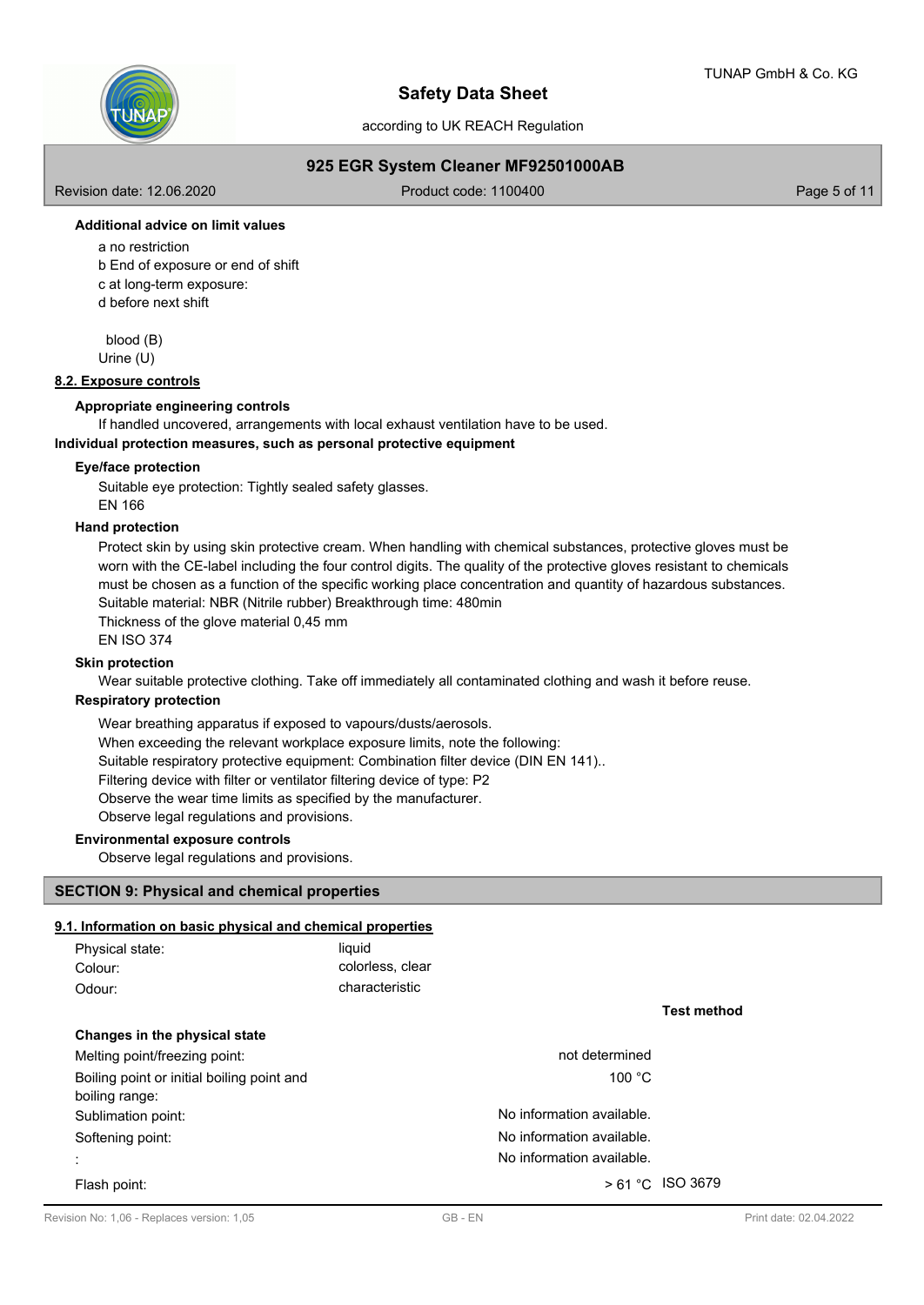**Additional advice on limit values**

a no restriction
b End of exposure or end of shift
c at long-term exposure:
d before next shift

blood (B)
Urine (U)

## 8.2. Exposure controls

**Appropriate engineering controls**

If handled uncovered, arrangements with local exhaust ventilation have to be used.

**Individual protection measures, such as personal protective equipment**

**Eye/face protection**

Suitable eye protection: Tightly sealed safety glasses.
EN 166

**Hand protection**

Protect skin by using skin protective cream. When handling with chemical substances, protective gloves must be worn with the CE-label including the four control digits. The quality of the protective gloves resistant to chemicals must be chosen as a function of the specific working place concentration and quantity of hazardous substances.
Suitable material: NBR (Nitrile rubber) Breakthrough time: 480min
Thickness of the glove material 0,45 mm
EN ISO 374

**Skin protection**

Wear suitable protective clothing. Take off immediately all contaminated clothing and wash it before reuse.

**Respiratory protection**

Wear breathing apparatus if exposed to vapours/dusts/aerosols.
When exceeding the relevant workplace exposure limits, note the following:
Suitable respiratory protective equipment: Combination filter device (DIN EN 141)..
Filtering device with filter or ventilator filtering device of type: P2
Observe the wear time limits as specified by the manufacturer.
Observe legal regulations and provisions.

**Environmental exposure controls**

Observe legal regulations and provisions.

# SECTION 9: Physical and chemical properties

## 9.1. Information on basic physical and chemical properties

| | |
|---|---|
| Physical state: | liquid |
| Colour: | colorless, clear |
| Odour: | characteristic |

| | | Test method |
|---|---|---|
| **Changes in the physical state** | | |
| Melting point/freezing point: | not determined | |
| Boiling point or initial boiling point and boiling range: | 100 °C | |
| Sublimation point: | No information available. | |
| Softening point: | No information available. | |
| : | No information available. | |
| Flash point: | > 61 °C | ISO 3679 |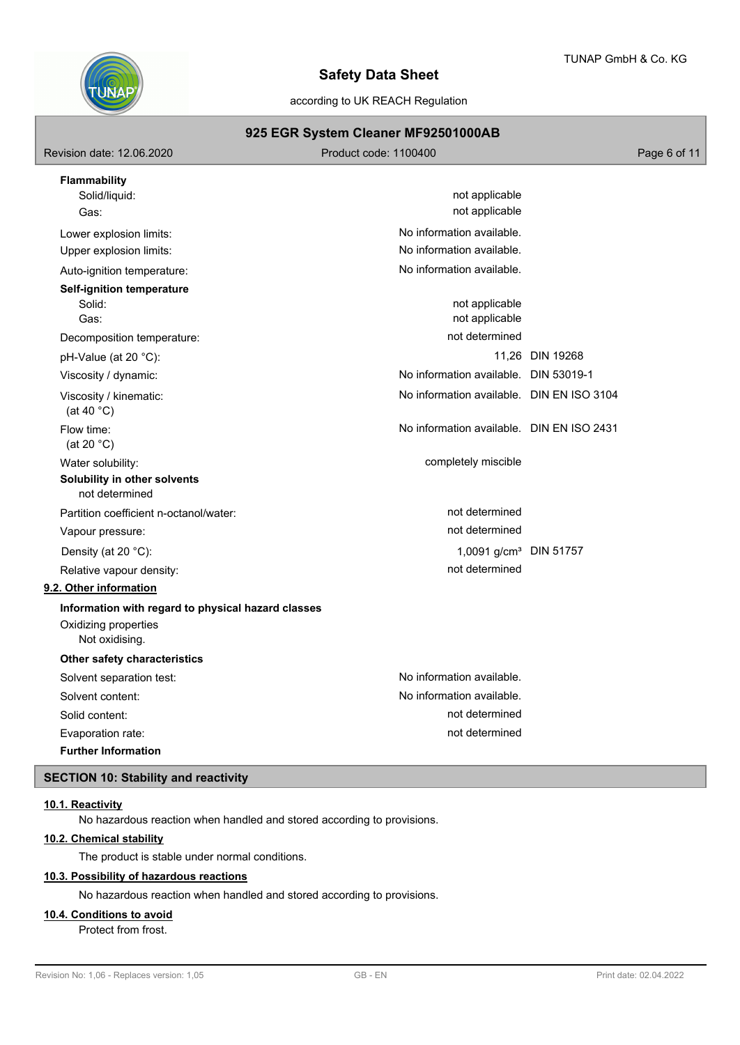**Flammability**

| | | |
|---|---|---|
| Solid/liquid: | not applicable | |
| Gas: | not applicable | |
| Lower explosion limits: | No information available. | |
| Upper explosion limits: | No information available. | |
| Auto-ignition temperature: | No information available. | |

**Self-ignition temperature**

| | | |
|---|---|---|
| Solid: | not applicable | |
| Gas: | not applicable | |
| Decomposition temperature: | not determined | |
| pH-Value (at 20 °C): | 11,26 | DIN 19268 |
| Viscosity / dynamic: | No information available. | DIN 53019-1 |
| Viscosity / kinematic: (at 40 °C) | No information available. | DIN EN ISO 3104 |
| Flow time: (at 20 °C) | No information available. | DIN EN ISO 2431 |
| Water solubility: | completely miscible | |

**Solubility in other solvents**

not determined

| | | |
|---|---|---|
| Partition coefficient n-octanol/water: | not determined | |
| Vapour pressure: | not determined | |
| Density (at 20 °C): | 1,0091 g/cm³ | DIN 51757 |
| Relative vapour density: | not determined | |

**9.2. Other information**

**Information with regard to physical hazard classes**

Oxidizing properties
Not oxidising.

**Other safety characteristics**

| | |
|---|---|
| Solvent separation test: | No information available. |
| Solvent content: | No information available. |
| Solid content: | not determined |
| Evaporation rate: | not determined |

**Further Information**

## SECTION 10: Stability and reactivity

**10.1. Reactivity**

No hazardous reaction when handled and stored according to provisions.

**10.2. Chemical stability**

The product is stable under normal conditions.

**10.3. Possibility of hazardous reactions**

No hazardous reaction when handled and stored according to provisions.

**10.4. Conditions to avoid**

Protect from frost.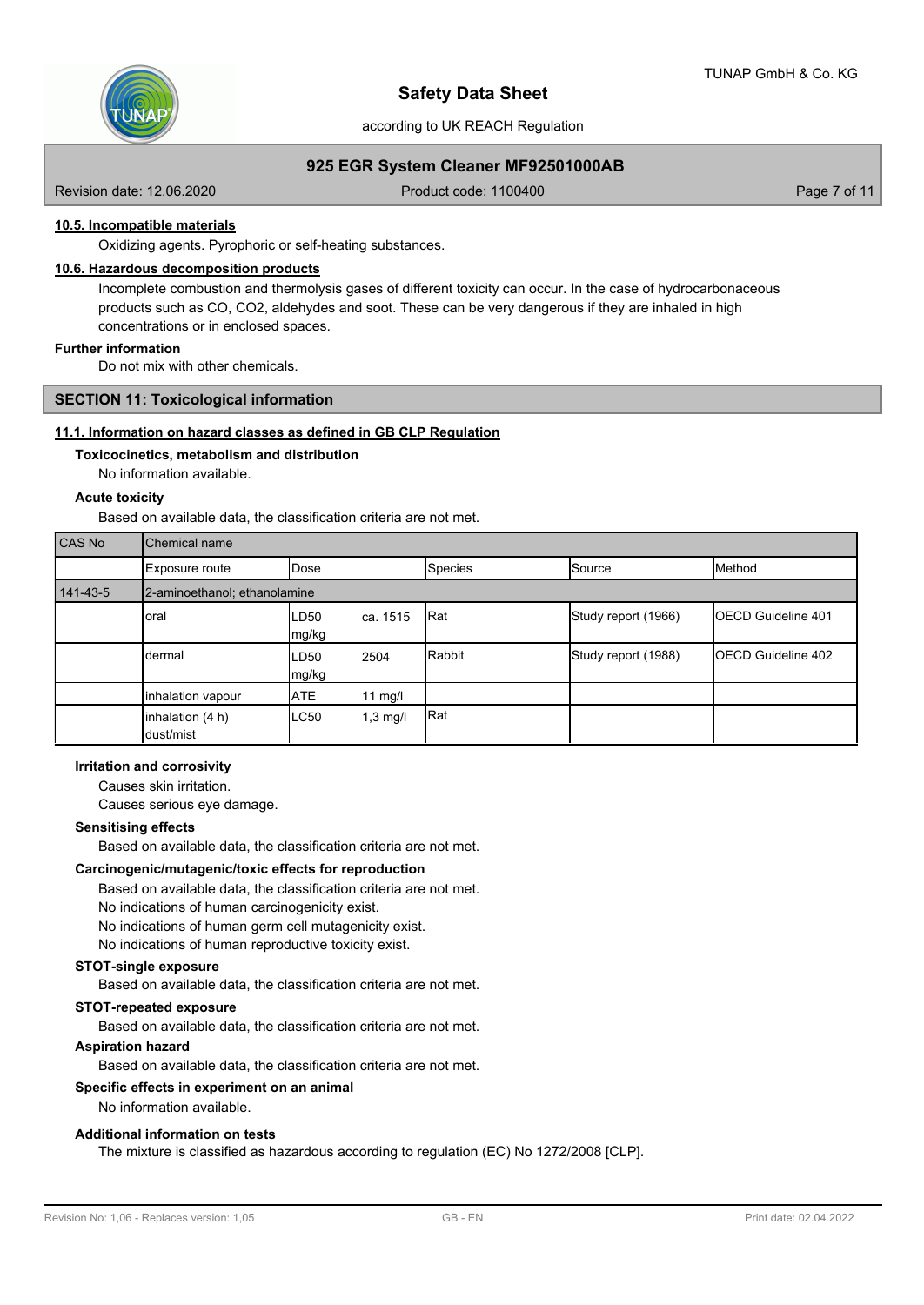#### 10.5. Incompatible materials

Oxidizing agents. Pyrophoric or self-heating substances.

#### 10.6. Hazardous decomposition products

Incomplete combustion and thermolysis gases of different toxicity can occur. In the case of hydrocarbonaceous products such as CO, $CO_2$, aldehydes and soot. These can be very dangerous if they are inhaled in high concentrations or in enclosed spaces.

**Further information**

Do not mix with other chemicals.

## SECTION 11: Toxicological information

#### 11.1. Information on hazard classes as defined in GB CLP Regulation

**Toxicocinetics, metabolism and distribution**

No information available.

**Acute toxicity**

Based on available data, the classification criteria are not met.

| CAS No | Chemical name | | | | | |
|---|---|---|---|---|---|---|
| | Exposure route | Dose | | Species | Source | Method |
| 141-43-5 | 2-aminoethanol; ethanolamine | | | | | |
| | oral | LD50 mg/kg | ca. 1515 | Rat | Study report (1966) | OECD Guideline 401 |
| | dermal | LD50 mg/kg | 2504 | Rabbit | Study report (1988) | OECD Guideline 402 |
| | inhalation vapour | ATE | 11 mg/l | | | |
| | inhalation (4 h) dust/mist | LC50 | 1,3 mg/l | Rat | | |

**Irritation and corrosivity**

Causes skin irritation.
Causes serious eye damage.

**Sensitising effects**

Based on available data, the classification criteria are not met.

**Carcinogenic/mutagenic/toxic effects for reproduction**

Based on available data, the classification criteria are not met.
No indications of human carcinogenicity exist.
No indications of human germ cell mutagenicity exist.
No indications of human reproductive toxicity exist.

**STOT-single exposure**

Based on available data, the classification criteria are not met.

**STOT-repeated exposure**

Based on available data, the classification criteria are not met.

**Aspiration hazard**

Based on available data, the classification criteria are not met.

**Specific effects in experiment on an animal**

No information available.

**Additional information on tests**

The mixture is classified as hazardous according to regulation (EC) No 1272/2008 [CLP].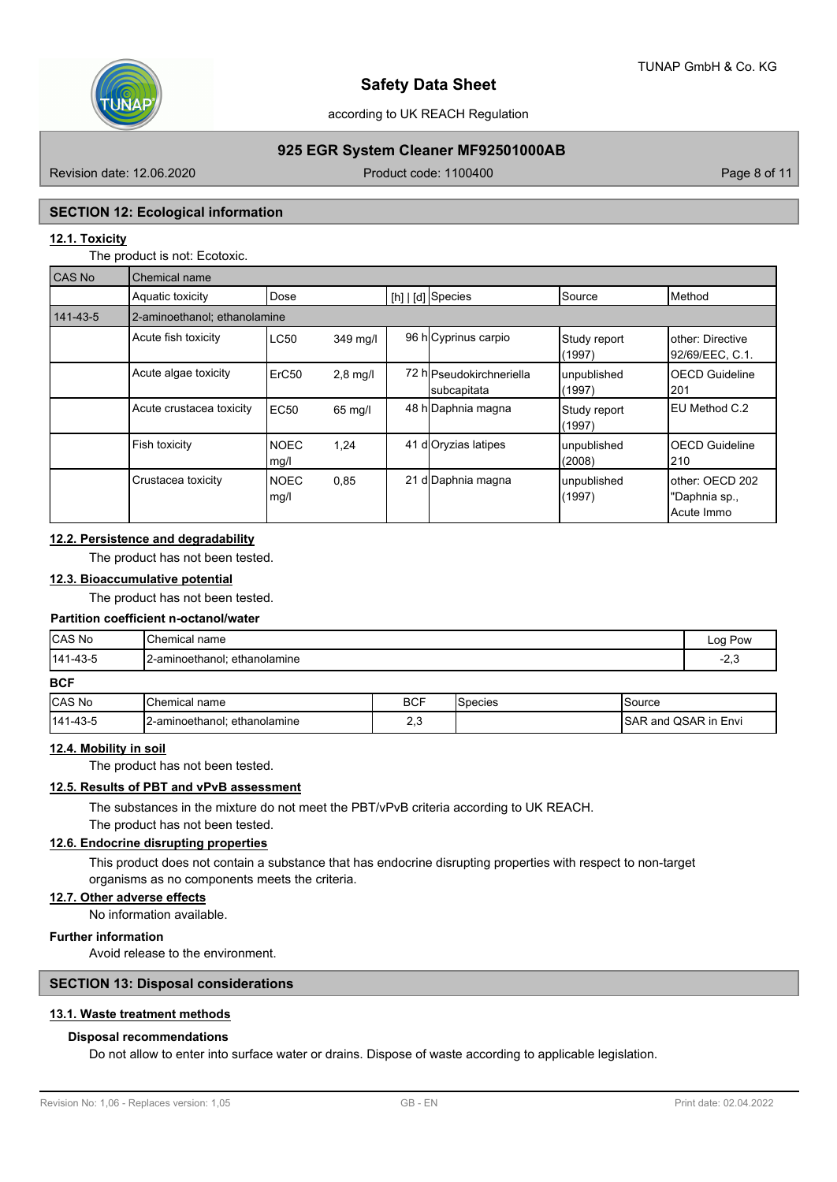## SECTION 12: Ecological information

### 12.1. Toxicity

The product is not: Ecotoxic.

| CAS No | Chemical name | | | | | | |
|---|---|---|---|---|---|---|---|
| | Aquatic toxicity | Dose | | [h] \| [d] | Species | Source | Method |
| 141-43-5 | 2-aminoethanol; ethanolamine | | | | | | |
| | Acute fish toxicity | LC50 | 349 mg/l | 96 h | Cyprinus carpio | Study report (1997) | other: Directive 92/69/EEC, C.1. |
| | Acute algae toxicity | ErC50 | 2,8 mg/l | 72 h | Pseudokirchneriella subcapitata | unpublished (1997) | OECD Guideline 201 |
| | Acute crustacea toxicity | EC50 | 65 mg/l | 48 h | Daphnia magna | Study report (1997) | EU Method C.2 |
| | Fish toxicity | NOEC mg/l | 1,24 | 41 d | Oryzias latipes | unpublished (2008) | OECD Guideline 210 |
| | Crustacea toxicity | NOEC mg/l | 0,85 | 21 d | Daphnia magna | unpublished (1997) | other: OECD 202 "Daphnia sp., Acute Immo |

### 12.2. Persistence and degradability

The product has not been tested.

### 12.3. Bioaccumulative potential

The product has not been tested.

**Partition coefficient n-octanol/water**

| CAS No | Chemical name | Log Pow |
|---|---|---|
| 141-43-5 | 2-aminoethanol; ethanolamine | -2,3 |

**BCF**

| CAS No | Chemical name | BCF | Species | Source |
|---|---|---|---|---|
| 141-43-5 | 2-aminoethanol; ethanolamine | 2,3 | | SAR and QSAR in Envi |

### 12.4. Mobility in soil

The product has not been tested.

### 12.5. Results of PBT and vPvB assessment

The substances in the mixture do not meet the PBT/vPvB criteria according to UK REACH.
The product has not been tested.

### 12.6. Endocrine disrupting properties

This product does not contain a substance that has endocrine disrupting properties with respect to non-target organisms as no components meets the criteria.

### 12.7. Other adverse effects

No information available.

**Further information**

Avoid release to the environment.

## SECTION 13: Disposal considerations

### 13.1. Waste treatment methods

**Disposal recommendations**

Do not allow to enter into surface water or drains. Dispose of waste according to applicable legislation.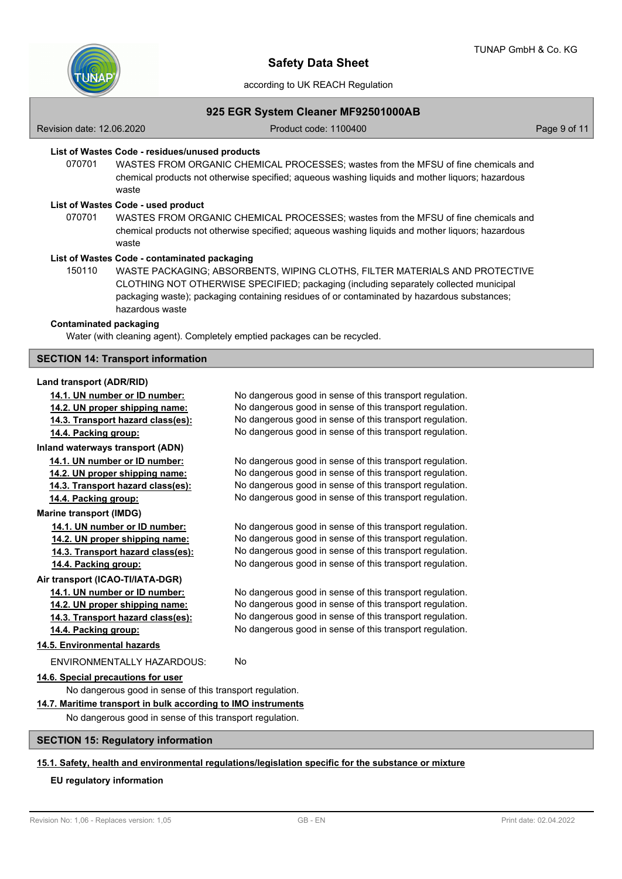**List of Wastes Code - residues/unused products**

070701 WASTES FROM ORGANIC CHEMICAL PROCESSES; wastes from the MFSU of fine chemicals and chemical products not otherwise specified; aqueous washing liquids and mother liquors; hazardous waste

**List of Wastes Code - used product**

070701 WASTES FROM ORGANIC CHEMICAL PROCESSES; wastes from the MFSU of fine chemicals and chemical products not otherwise specified; aqueous washing liquids and mother liquors; hazardous waste

**List of Wastes Code - contaminated packaging**

150110 WASTE PACKAGING; ABSORBENTS, WIPING CLOTHS, FILTER MATERIALS AND PROTECTIVE CLOTHING NOT OTHERWISE SPECIFIED; packaging (including separately collected municipal packaging waste); packaging containing residues of or contaminated by hazardous substances; hazardous waste

**Contaminated packaging**

Water (with cleaning agent). Completely emptied packages can be recycled.

## SECTION 14: Transport information

**Land transport (ADR/RID)**

| | |
|---|---|
| **14.1. UN number or ID number:** | No dangerous good in sense of this transport regulation. |
| **14.2. UN proper shipping name:** | No dangerous good in sense of this transport regulation. |
| **14.3. Transport hazard class(es):** | No dangerous good in sense of this transport regulation. |
| **14.4. Packing group:** | No dangerous good in sense of this transport regulation. |

**Inland waterways transport (ADN)**

| | |
|---|---|
| **14.1. UN number or ID number:** | No dangerous good in sense of this transport regulation. |
| **14.2. UN proper shipping name:** | No dangerous good in sense of this transport regulation. |
| **14.3. Transport hazard class(es):** | No dangerous good in sense of this transport regulation. |
| **14.4. Packing group:** | No dangerous good in sense of this transport regulation. |

**Marine transport (IMDG)**

| | |
|---|---|
| **14.1. UN number or ID number:** | No dangerous good in sense of this transport regulation. |
| **14.2. UN proper shipping name:** | No dangerous good in sense of this transport regulation. |
| **14.3. Transport hazard class(es):** | No dangerous good in sense of this transport regulation. |
| **14.4. Packing group:** | No dangerous good in sense of this transport regulation. |

**Air transport (ICAO-TI/IATA-DGR)**

| | |
|---|---|
| **14.1. UN number or ID number:** | No dangerous good in sense of this transport regulation. |
| **14.2. UN proper shipping name:** | No dangerous good in sense of this transport regulation. |
| **14.3. Transport hazard class(es):** | No dangerous good in sense of this transport regulation. |
| **14.4. Packing group:** | No dangerous good in sense of this transport regulation. |

**14.5. Environmental hazards**

ENVIRONMENTALLY HAZARDOUS: No

**14.6. Special precautions for user**

No dangerous good in sense of this transport regulation.

**14.7. Maritime transport in bulk according to IMO instruments**

No dangerous good in sense of this transport regulation.

## SECTION 15: Regulatory information

**15.1. Safety, health and environmental regulations/legislation specific for the substance or mixture**

**EU regulatory information**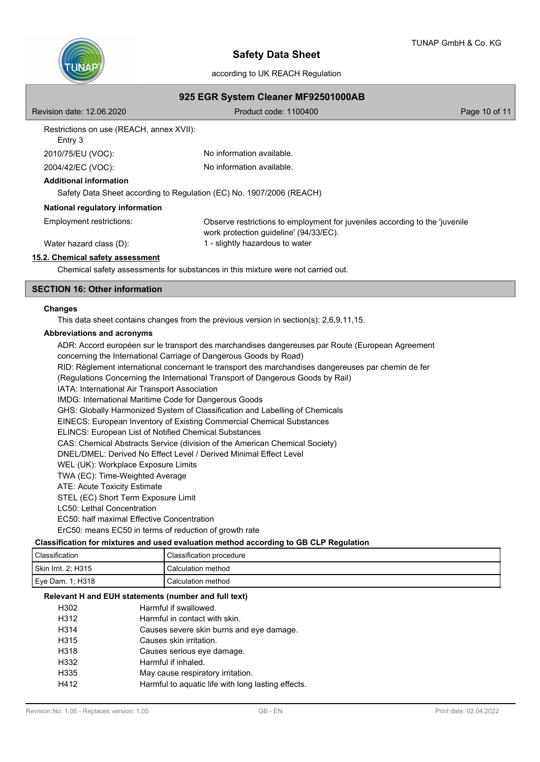Restrictions on use (REACH, annex XVII):
Entry 3

2010/75/EU (VOC): No information available.

2004/42/EC (VOC): No information available.

**Additional information**

Safety Data Sheet according to Regulation (EC) No. 1907/2006 (REACH)

**National regulatory information**

Employment restrictions: Observe restrictions to employment for juveniles according to the 'juvenile work protection guideline' (94/33/EC).

Water hazard class (D): 1 - slightly hazardous to water

**15.2. Chemical safety assessment**

Chemical safety assessments for substances in this mixture were not carried out.

## SECTION 16: Other information

**Changes**

This data sheet contains changes from the previous version in section(s): 2,6,9,11,15.

**Abbreviations and acronyms**

ADR: Accord européen sur le transport des marchandises dangereuses par Route (European Agreement concerning the International Carriage of Dangerous Goods by Road)
RID: Règlement international concernant le transport des marchandises dangereuses par chemin de fer (Regulations Concerning the International Transport of Dangerous Goods by Rail)
IATA: International Air Transport Association
IMDG: International Maritime Code for Dangerous Goods
GHS: Globally Harmonized System of Classification and Labelling of Chemicals
EINECS: European Inventory of Existing Commercial Chemical Substances
ELINCS: European List of Notified Chemical Substances
CAS: Chemical Abstracts Service (division of the American Chemical Society)
DNEL/DMEL: Derived No Effect Level / Derived Minimal Effect Level
WEL (UK): Workplace Exposure Limits
TWA (EC): Time-Weighted Average
ATE: Acute Toxicity Estimate
STEL (EC) Short Term Exposure Limit
LC50: Lethal Concentration
EC50: half maximal Effective Concentration
ErC50: means EC50 in terms of reduction of growth rate

**Classification for mixtures and used evaluation method according to GB CLP Regulation**

| Classification | Classification procedure |
|---|---|
| Skin Irrit. 2; H315 | Calculation method |
| Eye Dam. 1; H318 | Calculation method |

**Relevant H and EUH statements (number and full text)**

| | |
|---|---|
| H302 | Harmful if swallowed. |
| H312 | Harmful in contact with skin. |
| H314 | Causes severe skin burns and eye damage. |
| H315 | Causes skin irritation. |
| H318 | Causes serious eye damage. |
| H332 | Harmful if inhaled. |
| H335 | May cause respiratory irritation. |
| H412 | Harmful to aquatic life with long lasting effects. |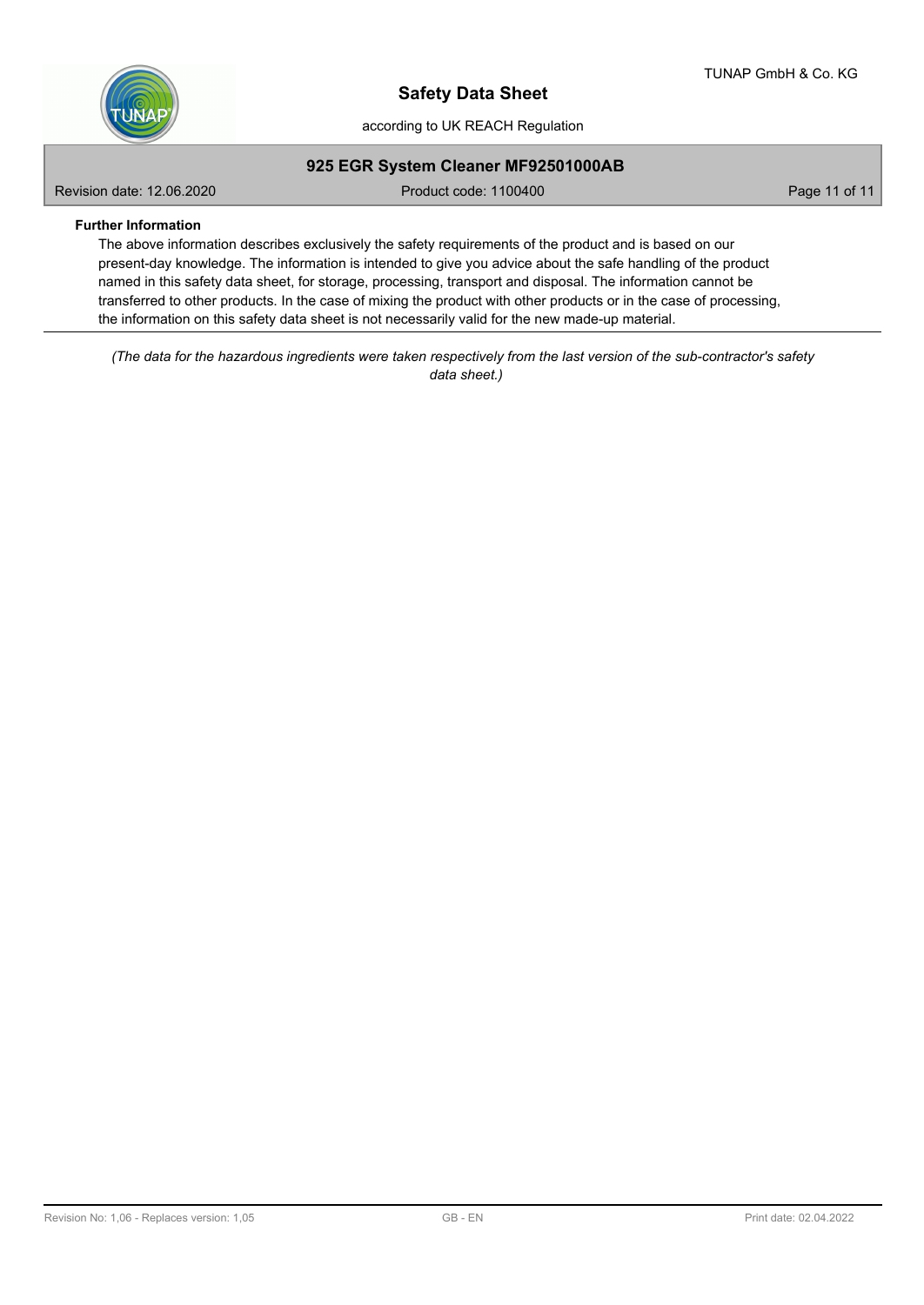**Further Information**

The above information describes exclusively the safety requirements of the product and is based on our present-day knowledge. The information is intended to give you advice about the safe handling of the product named in this safety data sheet, for storage, processing, transport and disposal. The information cannot be transferred to other products. In the case of mixing the product with other products or in the case of processing, the information on this safety data sheet is not necessarily valid for the new made-up material.

---

*(The data for the hazardous ingredients were taken respectively from the last version of the sub-contractor's safety data sheet.)*